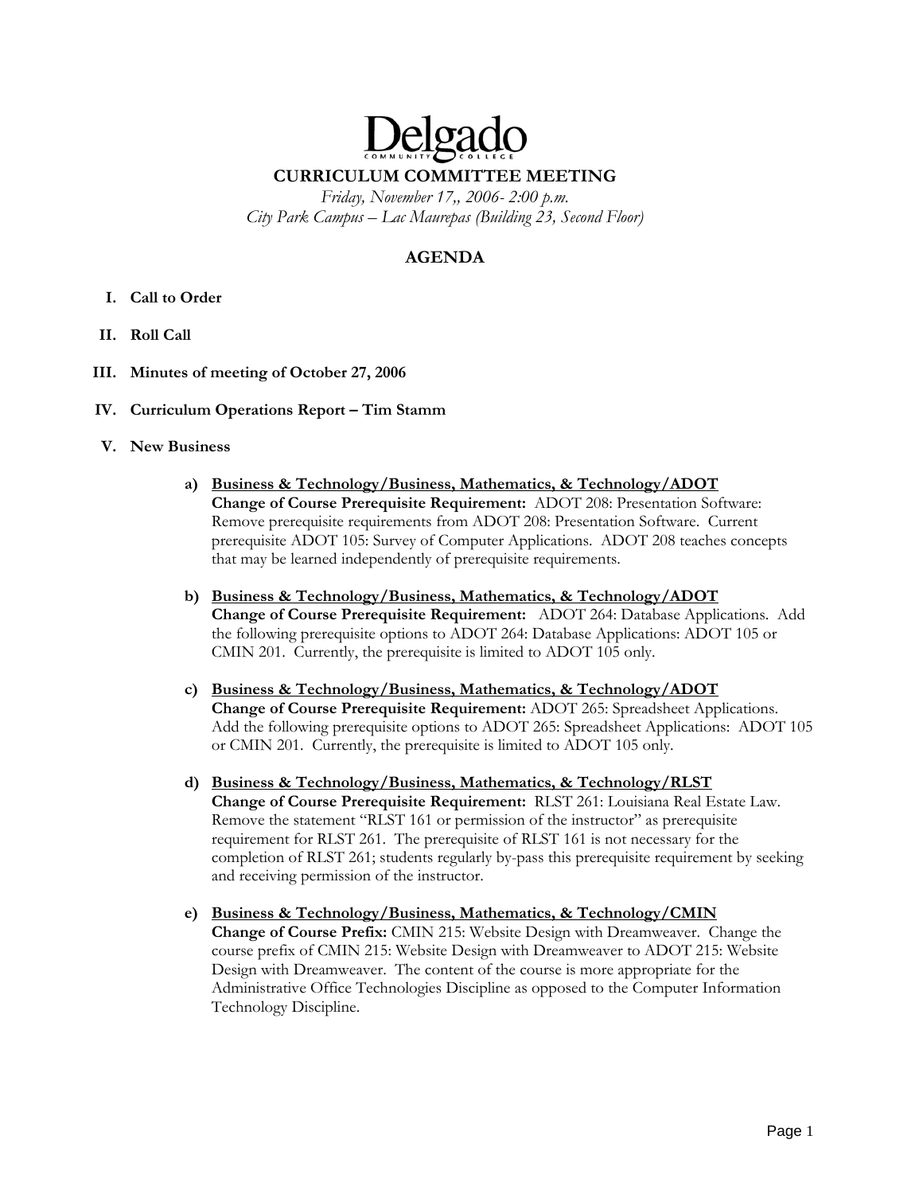# Delgado

## CURRICULUM COMMITTEE MEETING

*Friday, November 17,, 2006- 2:00 p.m.*
*City Park Campus – Lac Maurepas (Building 23, Second Floor)*

## AGENDA

I. **Call to Order**

II. **Roll Call**

III. **Minutes of meeting of October 27, 2006**

IV. **Curriculum Operations Report – Tim Stamm**

V. **New Business**

a) **Business & Technology/Business, Mathematics, & Technology/ADOT**
**Change of Course Prerequisite Requirement:** ADOT 208: Presentation Software: Remove prerequisite requirements from ADOT 208: Presentation Software. Current prerequisite ADOT 105: Survey of Computer Applications. ADOT 208 teaches concepts that may be learned independently of prerequisite requirements.

b) **Business & Technology/Business, Mathematics, & Technology/ADOT**
**Change of Course Prerequisite Requirement:** ADOT 264: Database Applications. Add the following prerequisite options to ADOT 264: Database Applications: ADOT 105 or CMIN 201. Currently, the prerequisite is limited to ADOT 105 only.

c) **Business & Technology/Business, Mathematics, & Technology/ADOT**
**Change of Course Prerequisite Requirement:** ADOT 265: Spreadsheet Applications. Add the following prerequisite options to ADOT 265: Spreadsheet Applications: ADOT 105 or CMIN 201. Currently, the prerequisite is limited to ADOT 105 only.

d) **Business & Technology/Business, Mathematics, & Technology/RLST**
**Change of Course Prerequisite Requirement:** RLST 261: Louisiana Real Estate Law. Remove the statement "RLST 161 or permission of the instructor" as prerequisite requirement for RLST 261. The prerequisite of RLST 161 is not necessary for the completion of RLST 261; students regularly by-pass this prerequisite requirement by seeking and receiving permission of the instructor.

e) **Business & Technology/Business, Mathematics, & Technology/CMIN**
**Change of Course Prefix:** CMIN 215: Website Design with Dreamweaver. Change the course prefix of CMIN 215: Website Design with Dreamweaver to ADOT 215: Website Design with Dreamweaver. The content of the course is more appropriate for the Administrative Office Technologies Discipline as opposed to the Computer Information Technology Discipline.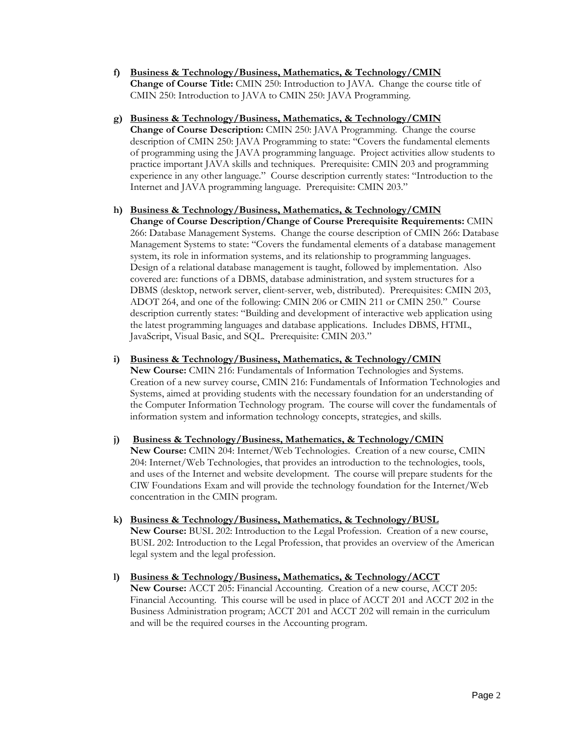f) **Business & Technology/Business, Mathematics, & Technology/CMIN**
**Change of Course Title:** CMIN 250: Introduction to JAVA. Change the course title of CMIN 250: Introduction to JAVA to CMIN 250: JAVA Programming.

g) **Business & Technology/Business, Mathematics, & Technology/CMIN**
**Change of Course Description:** CMIN 250: JAVA Programming. Change the course description of CMIN 250: JAVA Programming to state: "Covers the fundamental elements of programming using the JAVA programming language. Project activities allow students to practice important JAVA skills and techniques. Prerequisite: CMIN 203 and programming experience in any other language." Course description currently states: "Introduction to the Internet and JAVA programming language. Prerequisite: CMIN 203."

h) **Business & Technology/Business, Mathematics, & Technology/CMIN**
**Change of Course Description/Change of Course Prerequisite Requirements:** CMIN 266: Database Management Systems. Change the course description of CMIN 266: Database Management Systems to state: "Covers the fundamental elements of a database management system, its role in information systems, and its relationship to programming languages. Design of a relational database management is taught, followed by implementation. Also covered are: functions of a DBMS, database administration, and system structures for a DBMS (desktop, network server, client-server, web, distributed). Prerequisites: CMIN 203, ADOT 264, and one of the following: CMIN 206 or CMIN 211 or CMIN 250." Course description currently states: "Building and development of interactive web application using the latest programming languages and database applications. Includes DBMS, HTML, JavaScript, Visual Basic, and SQL. Prerequisite: CMIN 203."

i) **Business & Technology/Business, Mathematics, & Technology/CMIN**
**New Course:** CMIN 216: Fundamentals of Information Technologies and Systems. Creation of a new survey course, CMIN 216: Fundamentals of Information Technologies and Systems, aimed at providing students with the necessary foundation for an understanding of the Computer Information Technology program. The course will cover the fundamentals of information system and information technology concepts, strategies, and skills.

j) **Business & Technology/Business, Mathematics, & Technology/CMIN**
**New Course:** CMIN 204: Internet/Web Technologies. Creation of a new course, CMIN 204: Internet/Web Technologies, that provides an introduction to the technologies, tools, and uses of the Internet and website development. The course will prepare students for the CIW Foundations Exam and will provide the technology foundation for the Internet/Web concentration in the CMIN program.

k) **Business & Technology/Business, Mathematics, & Technology/BUSL**
**New Course:** BUSL 202: Introduction to the Legal Profession. Creation of a new course, BUSL 202: Introduction to the Legal Profession, that provides an overview of the American legal system and the legal profession.

l) **Business & Technology/Business, Mathematics, & Technology/ACCT**
**New Course:** ACCT 205: Financial Accounting. Creation of a new course, ACCT 205: Financial Accounting. This course will be used in place of ACCT 201 and ACCT 202 in the Business Administration program; ACCT 201 and ACCT 202 will remain in the curriculum and will be the required courses in the Accounting program.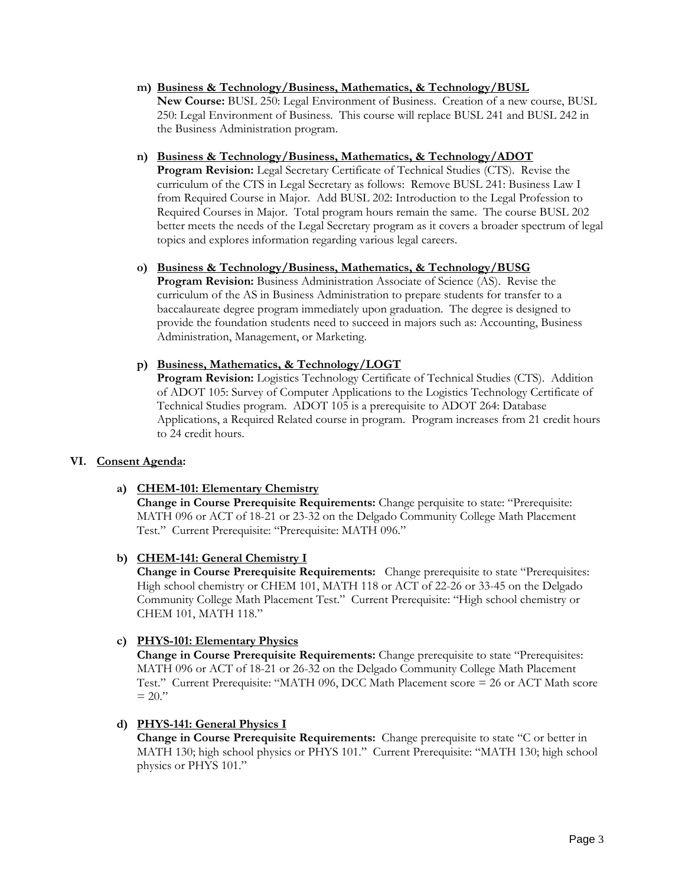m) **Business & Technology/Business, Mathematics, & Technology/BUSL**
   **New Course:** BUSL 250: Legal Environment of Business. Creation of a new course, BUSL 250: Legal Environment of Business. This course will replace BUSL 241 and BUSL 242 in the Business Administration program.

n) **Business & Technology/Business, Mathematics, & Technology/ADOT**
   **Program Revision:** Legal Secretary Certificate of Technical Studies (CTS). Revise the curriculum of the CTS in Legal Secretary as follows: Remove BUSL 241: Business Law I from Required Course in Major. Add BUSL 202: Introduction to the Legal Profession to Required Courses in Major. Total program hours remain the same. The course BUSL 202 better meets the needs of the Legal Secretary program as it covers a broader spectrum of legal topics and explores information regarding various legal careers.

o) **Business & Technology/Business, Mathematics, & Technology/BUSG**
   **Program Revision:** Business Administration Associate of Science (AS). Revise the curriculum of the AS in Business Administration to prepare students for transfer to a baccalaureate degree program immediately upon graduation. The degree is designed to provide the foundation students need to succeed in majors such as: Accounting, Business Administration, Management, or Marketing.

p) **Business, Mathematics, & Technology/LOGT**
   **Program Revision:** Logistics Technology Certificate of Technical Studies (CTS). Addition of ADOT 105: Survey of Computer Applications to the Logistics Technology Certificate of Technical Studies program. ADOT 105 is a prerequisite to ADOT 264: Database Applications, a Required Related course in program. Program increases from 21 credit hours to 24 credit hours.

## VI. Consent Agenda:

a) **CHEM-101: Elementary Chemistry**
   **Change in Course Prerequisite Requirements:** Change perquisite to state: "Prerequisite: MATH 096 or ACT of 18-21 or 23-32 on the Delgado Community College Math Placement Test." Current Prerequisite: "Prerequisite: MATH 096."

b) **CHEM-141: General Chemistry I**
   **Change in Course Prerequisite Requirements:** Change prerequisite to state "Prerequisites: High school chemistry or CHEM 101, MATH 118 or ACT of 22-26 or 33-45 on the Delgado Community College Math Placement Test." Current Prerequisite: "High school chemistry or CHEM 101, MATH 118."

c) **PHYS-101: Elementary Physics**
   **Change in Course Prerequisite Requirements:** Change prerequisite to state "Prerequisites: MATH 096 or ACT of 18-21 or 26-32 on the Delgado Community College Math Placement Test." Current Prerequisite: "MATH 096, DCC Math Placement score = 26 or ACT Math score = 20."

d) **PHYS-141: General Physics I**
   **Change in Course Prerequisite Requirements:** Change prerequisite to state "C or better in MATH 130; high school physics or PHYS 101." Current Prerequisite: "MATH 130; high school physics or PHYS 101."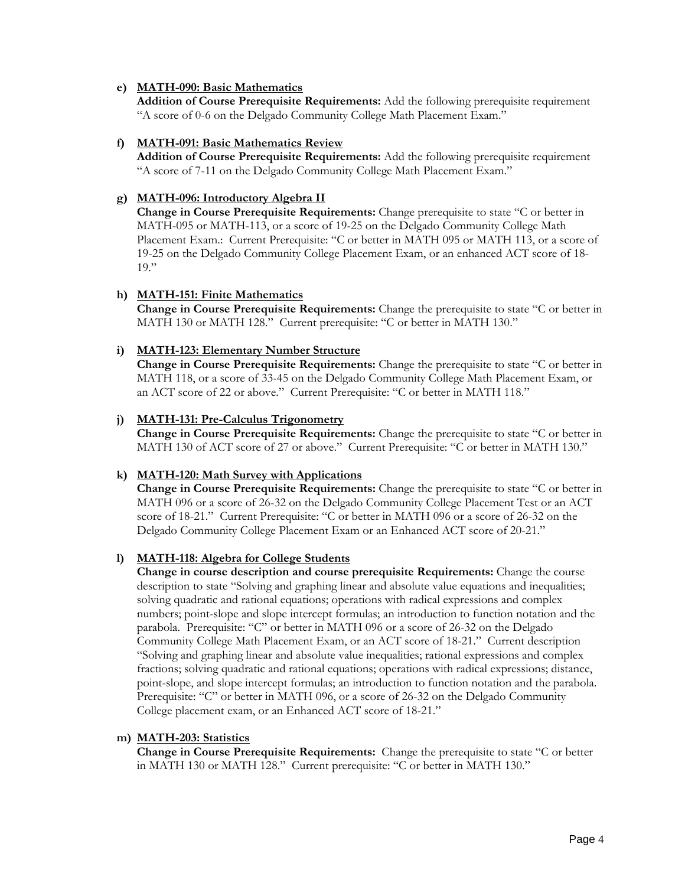e) **MATH-090: Basic Mathematics**
   **Addition of Course Prerequisite Requirements:** Add the following prerequisite requirement "A score of 0-6 on the Delgado Community College Math Placement Exam."

f) **MATH-091: Basic Mathematics Review**
   **Addition of Course Prerequisite Requirements:** Add the following prerequisite requirement "A score of 7-11 on the Delgado Community College Math Placement Exam."

g) **MATH-096: Introductory Algebra II**
   **Change in Course Prerequisite Requirements:** Change prerequisite to state "C or better in MATH-095 or MATH-113, or a score of 19-25 on the Delgado Community College Math Placement Exam.: Current Prerequisite: "C or better in MATH 095 or MATH 113, or a score of 19-25 on the Delgado Community College Placement Exam, or an enhanced ACT score of 18-19."

h) **MATH-151: Finite Mathematics**
   **Change in Course Prerequisite Requirements:** Change the prerequisite to state "C or better in MATH 130 or MATH 128." Current prerequisite: "C or better in MATH 130."

i) **MATH-123: Elementary Number Structure**
   **Change in Course Prerequisite Requirements:** Change the prerequisite to state "C or better in MATH 118, or a score of 33-45 on the Delgado Community College Math Placement Exam, or an ACT score of 22 or above." Current Prerequisite: "C or better in MATH 118."

j) **MATH-131: Pre-Calculus Trigonometry**
   **Change in Course Prerequisite Requirements:** Change the prerequisite to state "C or better in MATH 130 of ACT score of 27 or above." Current Prerequisite: "C or better in MATH 130."

k) **MATH-120: Math Survey with Applications**
   **Change in Course Prerequisite Requirements:** Change the prerequisite to state "C or better in MATH 096 or a score of 26-32 on the Delgado Community College Placement Test or an ACT score of 18-21." Current Prerequisite: "C or better in MATH 096 or a score of 26-32 on the Delgado Community College Placement Exam or an Enhanced ACT score of 20-21."

l) **MATH-118: Algebra for College Students**
   **Change in course description and course prerequisite Requirements:** Change the course description to state "Solving and graphing linear and absolute value equations and inequalities; solving quadratic and rational equations; operations with radical expressions and complex numbers; point-slope and slope intercept formulas; an introduction to function notation and the parabola. Prerequisite: "C" or better in MATH 096 or a score of 26-32 on the Delgado Community College Math Placement Exam, or an ACT score of 18-21." Current description "Solving and graphing linear and absolute value inequalities; rational expressions and complex fractions; solving quadratic and rational equations; operations with radical expressions; distance, point-slope, and slope intercept formulas; an introduction to function notation and the parabola. Prerequisite: "C" or better in MATH 096, or a score of 26-32 on the Delgado Community College placement exam, or an Enhanced ACT score of 18-21."

m) **MATH-203: Statistics**
   **Change in Course Prerequisite Requirements:** Change the prerequisite to state "C or better in MATH 130 or MATH 128." Current prerequisite: "C or better in MATH 130."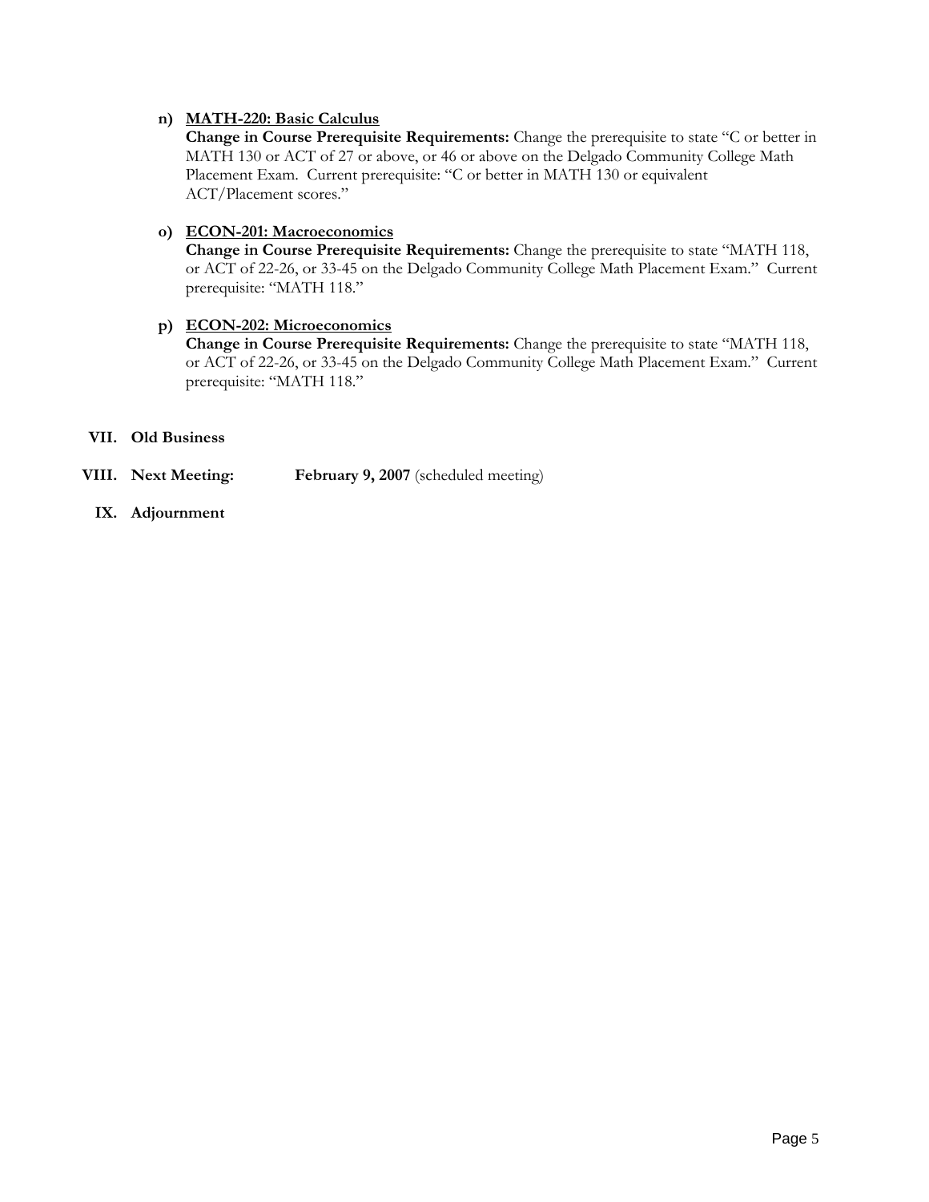n) **MATH-220: Basic Calculus**
   **Change in Course Prerequisite Requirements:** Change the prerequisite to state "C or better in MATH 130 or ACT of 27 or above, or 46 or above on the Delgado Community College Math Placement Exam. Current prerequisite: "C or better in MATH 130 or equivalent ACT/Placement scores."

o) **ECON-201: Macroeconomics**
   **Change in Course Prerequisite Requirements:** Change the prerequisite to state "MATH 118, or ACT of 22-26, or 33-45 on the Delgado Community College Math Placement Exam." Current prerequisite: "MATH 118."

p) **ECON-202: Microeconomics**
   **Change in Course Prerequisite Requirements:** Change the prerequisite to state "MATH 118, or ACT of 22-26, or 33-45 on the Delgado Community College Math Placement Exam." Current prerequisite: "MATH 118."

**VII. Old Business**

**VIII. Next Meeting:** **February 9, 2007** (scheduled meeting)

**IX. Adjournment**